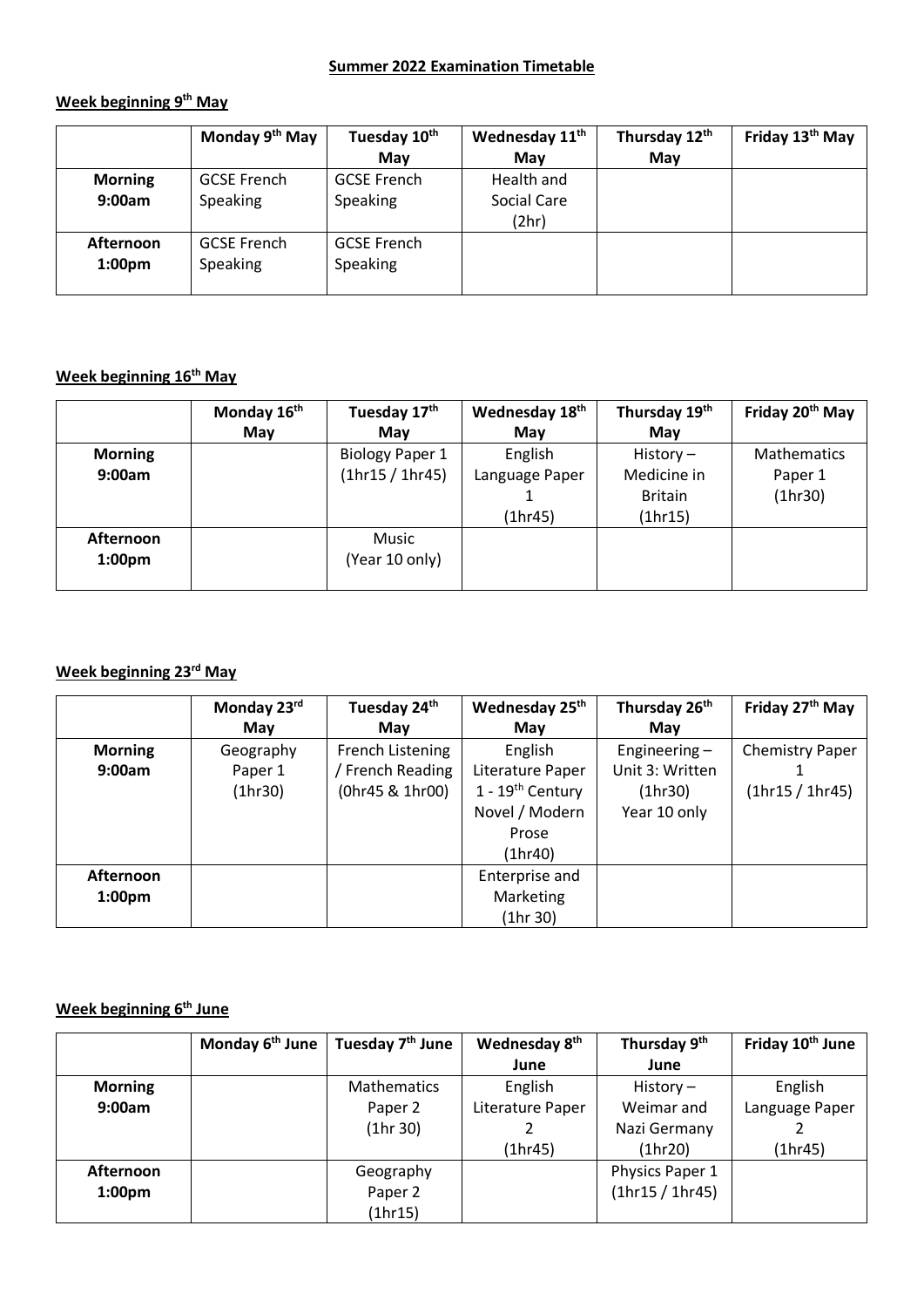# Summer 2022 Examination Timetable

## Week beginning 9th May

| | Monday 9th May | Tuesday 10th May | Wednesday 11th May | Thursday 12th May | Friday 13th May |
|---|---|---|---|---|---|
| **Morning 9:00am** | GCSE French Speaking | GCSE French Speaking | Health and Social Care (2hr) | | |
| **Afternoon 1:00pm** | GCSE French Speaking | GCSE French Speaking | | | |

## Week beginning 16th May

| | Monday 16th May | Tuesday 17th May | Wednesday 18th May | Thursday 19th May | Friday 20th May |
|---|---|---|---|---|---|
| **Morning 9:00am** | | Biology Paper 1 (1hr15 / 1hr45) | English Language Paper 1 (1hr45) | History – Medicine in Britain (1hr15) | Mathematics Paper 1 (1hr30) |
| **Afternoon 1:00pm** | | Music (Year 10 only) | | | |

## Week beginning 23rd May

| | Monday 23rd May | Tuesday 24th May | Wednesday 25th May | Thursday 26th May | Friday 27th May |
|---|---|---|---|---|---|
| **Morning 9:00am** | Geography Paper 1 (1hr30) | French Listening / French Reading (0hr45 & 1hr00) | English Literature Paper 1 - 19th Century Novel / Modern Prose (1hr40) | Engineering – Unit 3: Written (1hr30) Year 10 only | Chemistry Paper 1 (1hr15 / 1hr45) |
| **Afternoon 1:00pm** | | | Enterprise and Marketing (1hr 30) | | |

## Week beginning 6th June

| | Monday 6th June | Tuesday 7th June | Wednesday 8th June | Thursday 9th June | Friday 10th June |
|---|---|---|---|---|---|
| **Morning 9:00am** | | Mathematics Paper 2 (1hr 30) | English Literature Paper 2 (1hr45) | History – Weimar and Nazi Germany (1hr20) | English Language Paper 2 (1hr45) |
| **Afternoon 1:00pm** | | Geography Paper 2 (1hr15) | | Physics Paper 1 (1hr15 / 1hr45) | |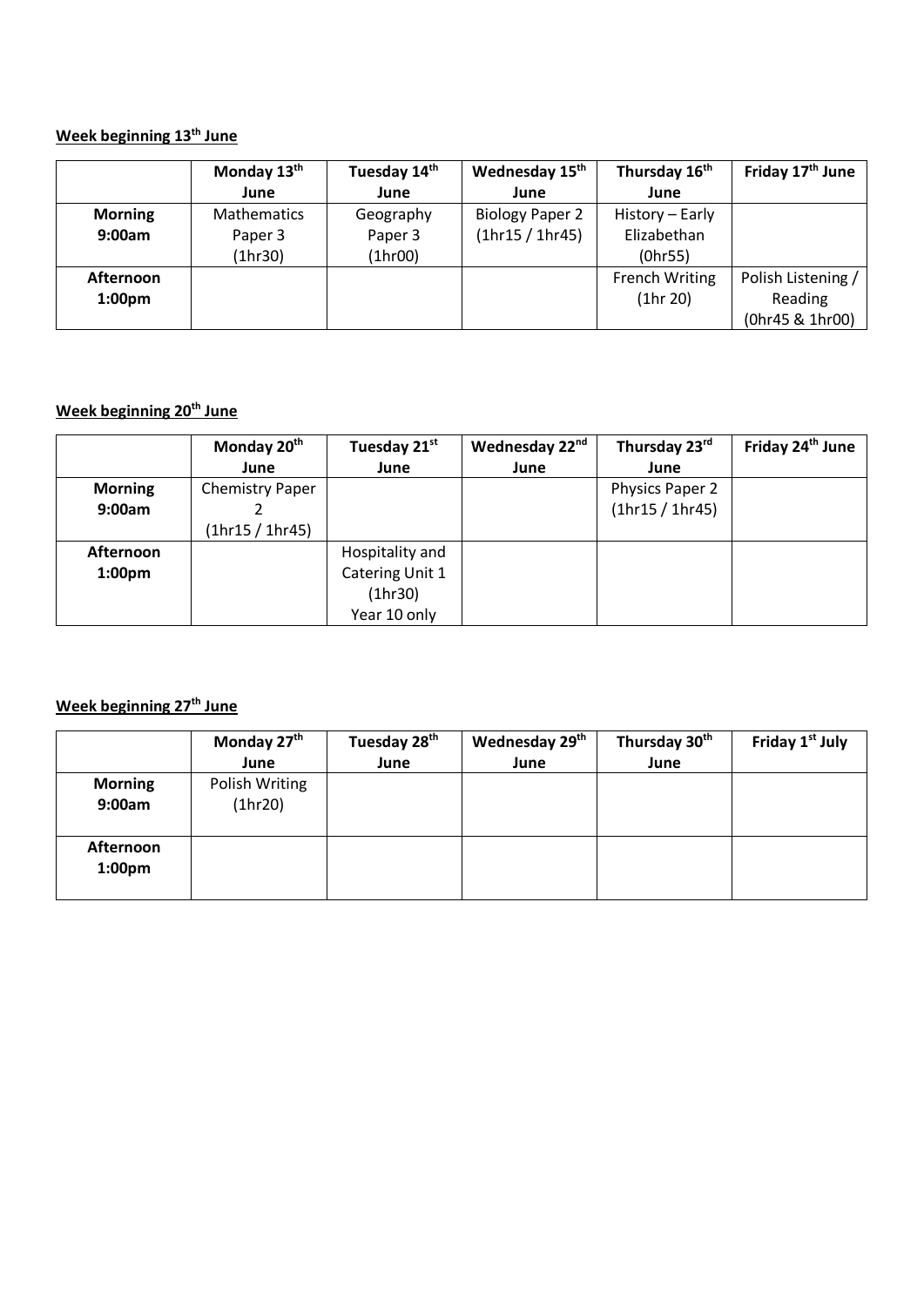**Week beginning 13th June**

| | Monday 13th June | Tuesday 14th June | Wednesday 15th June | Thursday 16th June | Friday 17th June |
|---|---|---|---|---|---|
| **Morning 9:00am** | Mathematics Paper 3 (1hr30) | Geography Paper 3 (1hr00) | Biology Paper 2 (1hr15 / 1hr45) | History – Early Elizabethan (0hr55) | |
| **Afternoon 1:00pm** | | | | French Writing (1hr 20) | Polish Listening / Reading (0hr45 & 1hr00) |

**Week beginning 20th June**

| | Monday 20th June | Tuesday 21st June | Wednesday 22nd June | Thursday 23rd June | Friday 24th June |
|---|---|---|---|---|---|
| **Morning 9:00am** | Chemistry Paper 2 (1hr15 / 1hr45) | | | Physics Paper 2 (1hr15 / 1hr45) | |
| **Afternoon 1:00pm** | | Hospitality and Catering Unit 1 (1hr30) Year 10 only | | | |

**Week beginning 27th June**

| | Monday 27th June | Tuesday 28th June | Wednesday 29th June | Thursday 30th June | Friday 1st July |
|---|---|---|---|---|---|
| **Morning 9:00am** | Polish Writing (1hr20) | | | | |
| **Afternoon 1:00pm** | | | | | |